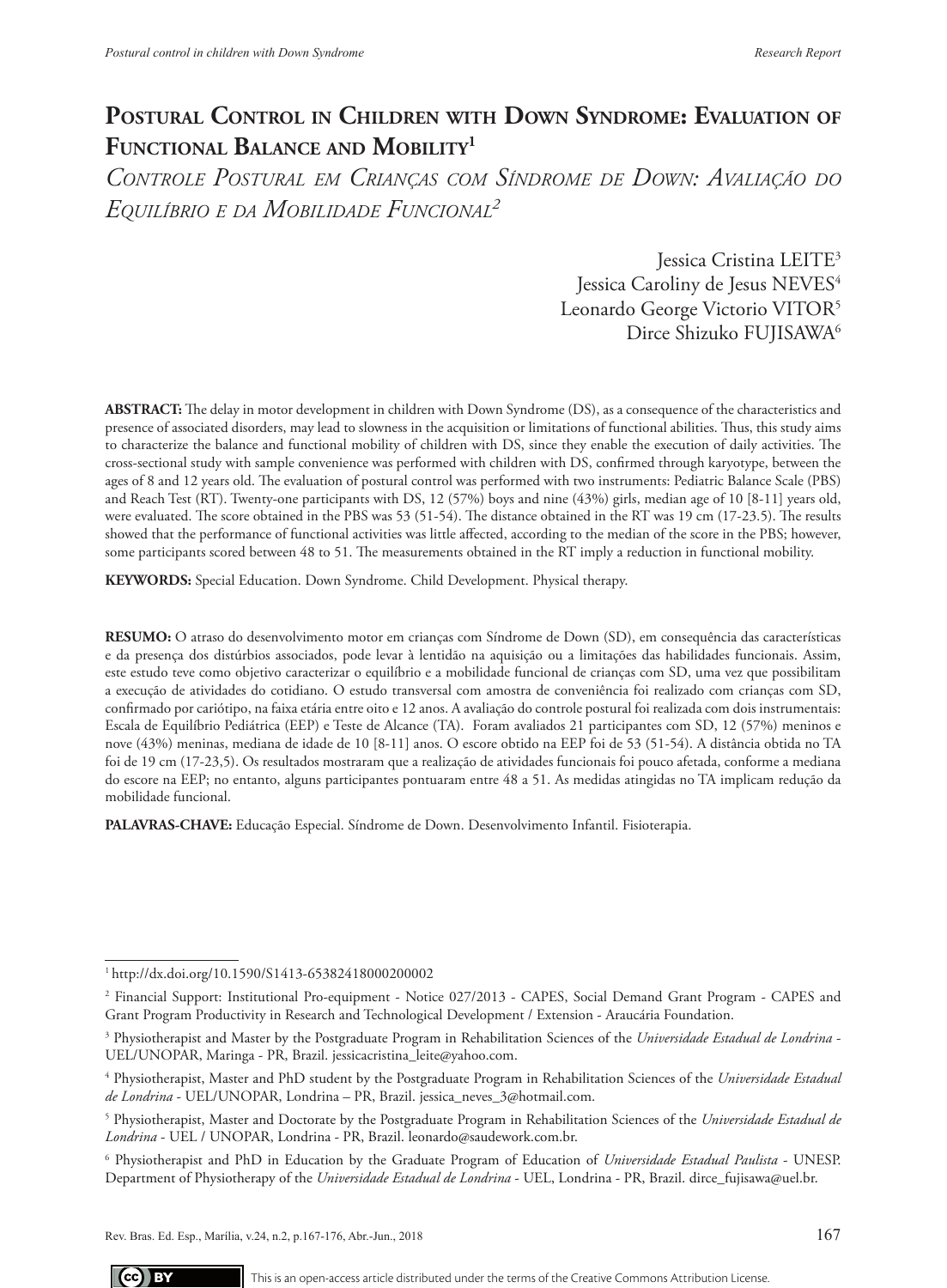# Postural Control in Children with Down Syndrome: Evaluation of Functional Balance and Mobility[1]

## *Controle Postural em Crianças com Síndrome de Down: Avaliação do Equilíbrio e da Mobilidade Funcional[2]*

Jessica Cristina LEITE[3]
Jessica Caroliny de Jesus NEVES[4]
Leonardo George Victorio VITOR[5]
Dirce Shizuko FUJISAWA[6]

**ABSTRACT:** The delay in motor development in children with Down Syndrome (DS), as a consequence of the characteristics and presence of associated disorders, may lead to slowness in the acquisition or limitations of functional abilities. Thus, this study aims to characterize the balance and functional mobility of children with DS, since they enable the execution of daily activities. The cross-sectional study with sample convenience was performed with children with DS, confirmed through karyotype, between the ages of 8 and 12 years old. The evaluation of postural control was performed with two instruments: Pediatric Balance Scale (PBS) and Reach Test (RT). Twenty-one participants with DS, 12 (57%) boys and nine (43%) girls, median age of 10 [8-11] years old, were evaluated. The score obtained in the PBS was 53 (51-54). The distance obtained in the RT was 19 cm (17-23.5). The results showed that the performance of functional activities was little affected, according to the median of the score in the PBS; however, some participants scored between 48 to 51. The measurements obtained in the RT imply a reduction in functional mobility.

**KEYWORDS:** Special Education. Down Syndrome. Child Development. Physical therapy.

**RESUMO:** O atraso do desenvolvimento motor em crianças com Síndrome de Down (SD), em consequência das características e da presença dos distúrbios associados, pode levar à lentidão na aquisição ou a limitações das habilidades funcionais. Assim, este estudo teve como objetivo caracterizar o equilíbrio e a mobilidade funcional de crianças com SD, uma vez que possibilitam a execução de atividades do cotidiano. O estudo transversal com amostra de conveniência foi realizado com crianças com SD, confirmado por cariótipo, na faixa etária entre oito e 12 anos. A avaliação do controle postural foi realizada com dois instrumentais: Escala de Equilíbrio Pediátrica (EEP) e Teste de Alcance (TA). Foram avaliados 21 participantes com SD, 12 (57%) meninos e nove (43%) meninas, mediana de idade de 10 [8-11] anos. O escore obtido na EEP foi de 53 (51-54). A distância obtida no TA foi de 19 cm (17-23,5). Os resultados mostraram que a realização de atividades funcionais foi pouco afetada, conforme a mediana do escore na EEP; no entanto, alguns participantes pontuaram entre 48 a 51. As medidas atingidas no TA implicam redução da mobilidade funcional.

**PALAVRAS-CHAVE:** Educação Especial. Síndrome de Down. Desenvolvimento Infantil. Fisioterapia.

---

[1] http://dx.doi.org/10.1590/S1413-65382418000200002

[2] Financial Support: Institutional Pro-equipment - Notice 027/2013 - CAPES, Social Demand Grant Program - CAPES and Grant Program Productivity in Research and Technological Development / Extension - Araucária Foundation.

[3] Physiotherapist and Master by the Postgraduate Program in Rehabilitation Sciences of the *Universidade Estadual de Londrina* - UEL/UNOPAR, Maringa - PR, Brazil. jessicacristina_leite@yahoo.com.

[4] Physiotherapist, Master and PhD student by the Postgraduate Program in Rehabilitation Sciences of the *Universidade Estadual de Londrina* - UEL/UNOPAR, Londrina – PR, Brazil. jessica_neves_3@hotmail.com.

[5] Physiotherapist, Master and Doctorate by the Postgraduate Program in Rehabilitation Sciences of the *Universidade Estadual de Londrina* - UEL / UNOPAR, Londrina - PR, Brazil. leonardo@saudework.com.br.

[6] Physiotherapist and PhD in Education by the Graduate Program of Education of *Universidade Estadual Paulista* - UNESP. Department of Physiotherapy of the *Universidade Estadual de Londrina* - UEL, Londrina - PR, Brazil. dirce_fujisawa@uel.br.

This is an open-access article distributed under the terms of the Creative Commons Attribution License.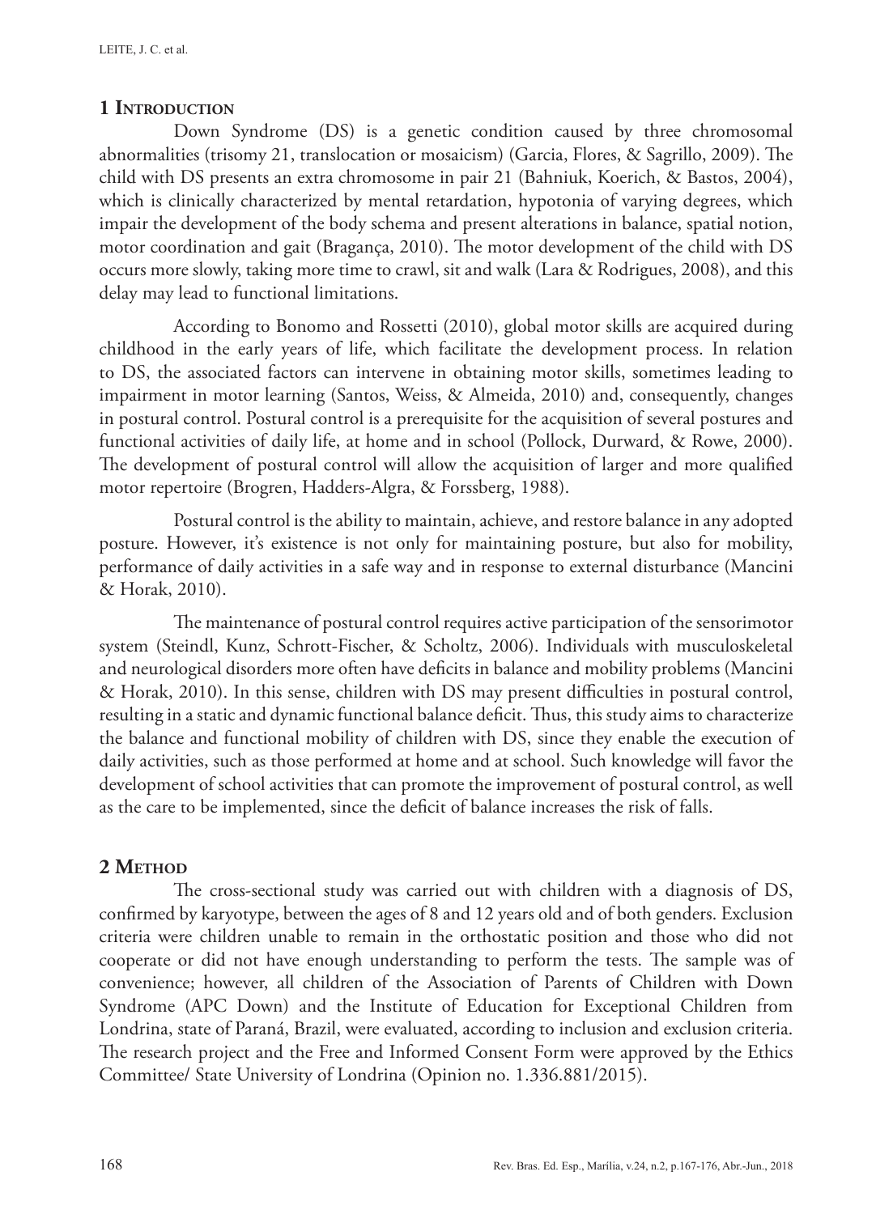## 1 Introduction

Down Syndrome (DS) is a genetic condition caused by three chromosomal abnormalities (trisomy 21, translocation or mosaicism) (Garcia, Flores, & Sagrillo, 2009). The child with DS presents an extra chromosome in pair 21 (Bahniuk, Koerich, & Bastos, 2004), which is clinically characterized by mental retardation, hypotonia of varying degrees, which impair the development of the body schema and present alterations in balance, spatial notion, motor coordination and gait (Bragança, 2010). The motor development of the child with DS occurs more slowly, taking more time to crawl, sit and walk (Lara & Rodrigues, 2008), and this delay may lead to functional limitations.

According to Bonomo and Rossetti (2010), global motor skills are acquired during childhood in the early years of life, which facilitate the development process. In relation to DS, the associated factors can intervene in obtaining motor skills, sometimes leading to impairment in motor learning (Santos, Weiss, & Almeida, 2010) and, consequently, changes in postural control. Postural control is a prerequisite for the acquisition of several postures and functional activities of daily life, at home and in school (Pollock, Durward, & Rowe, 2000). The development of postural control will allow the acquisition of larger and more qualified motor repertoire (Brogren, Hadders-Algra, & Forssberg, 1988).

Postural control is the ability to maintain, achieve, and restore balance in any adopted posture. However, it's existence is not only for maintaining posture, but also for mobility, performance of daily activities in a safe way and in response to external disturbance (Mancini & Horak, 2010).

The maintenance of postural control requires active participation of the sensorimotor system (Steindl, Kunz, Schrott-Fischer, & Scholtz, 2006). Individuals with musculoskeletal and neurological disorders more often have deficits in balance and mobility problems (Mancini & Horak, 2010). In this sense, children with DS may present difficulties in postural control, resulting in a static and dynamic functional balance deficit. Thus, this study aims to characterize the balance and functional mobility of children with DS, since they enable the execution of daily activities, such as those performed at home and at school. Such knowledge will favor the development of school activities that can promote the improvement of postural control, as well as the care to be implemented, since the deficit of balance increases the risk of falls.

## 2 Method

The cross-sectional study was carried out with children with a diagnosis of DS, confirmed by karyotype, between the ages of 8 and 12 years old and of both genders. Exclusion criteria were children unable to remain in the orthostatic position and those who did not cooperate or did not have enough understanding to perform the tests. The sample was of convenience; however, all children of the Association of Parents of Children with Down Syndrome (APC Down) and the Institute of Education for Exceptional Children from Londrina, state of Paraná, Brazil, were evaluated, according to inclusion and exclusion criteria. The research project and the Free and Informed Consent Form were approved by the Ethics Committee/ State University of Londrina (Opinion no. 1.336.881/2015).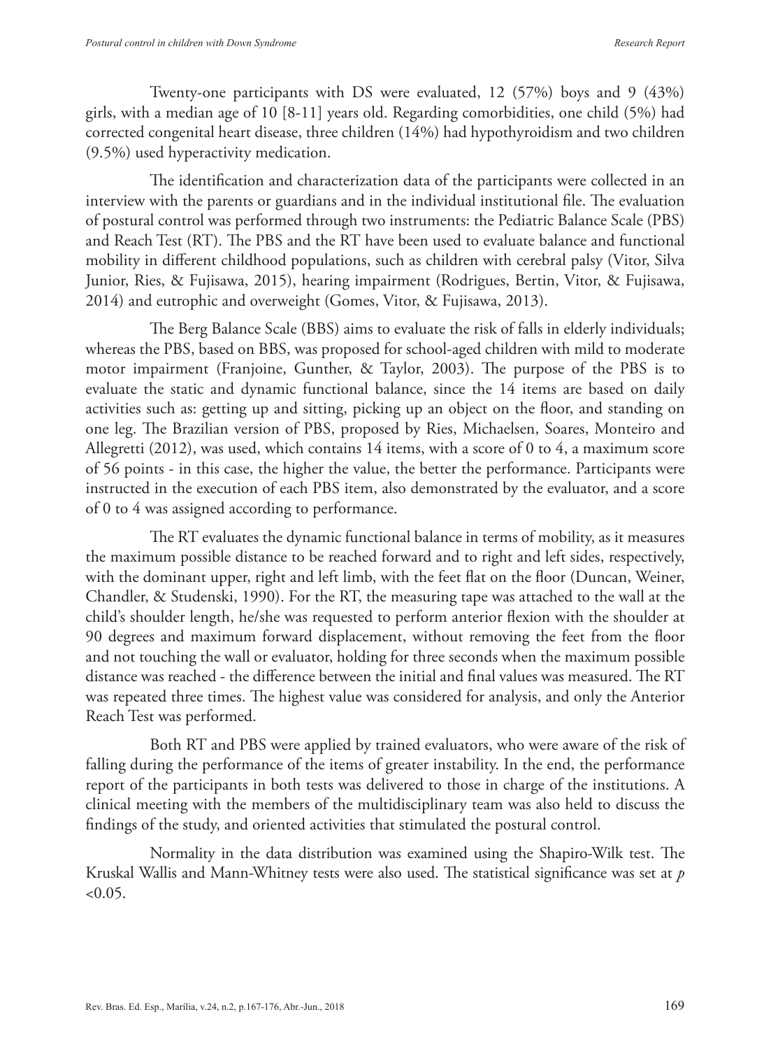Twenty-one participants with DS were evaluated, 12 (57%) boys and 9 (43%) girls, with a median age of 10 [8-11] years old. Regarding comorbidities, one child (5%) had corrected congenital heart disease, three children (14%) had hypothyroidism and two children (9.5%) used hyperactivity medication.

The identification and characterization data of the participants were collected in an interview with the parents or guardians and in the individual institutional file. The evaluation of postural control was performed through two instruments: the Pediatric Balance Scale (PBS) and Reach Test (RT). The PBS and the RT have been used to evaluate balance and functional mobility in different childhood populations, such as children with cerebral palsy (Vitor, Silva Junior, Ries, & Fujisawa, 2015), hearing impairment (Rodrigues, Bertin, Vitor, & Fujisawa, 2014) and eutrophic and overweight (Gomes, Vitor, & Fujisawa, 2013).

The Berg Balance Scale (BBS) aims to evaluate the risk of falls in elderly individuals; whereas the PBS, based on BBS, was proposed for school-aged children with mild to moderate motor impairment (Franjoine, Gunther, & Taylor, 2003). The purpose of the PBS is to evaluate the static and dynamic functional balance, since the 14 items are based on daily activities such as: getting up and sitting, picking up an object on the floor, and standing on one leg. The Brazilian version of PBS, proposed by Ries, Michaelsen, Soares, Monteiro and Allegretti (2012), was used, which contains 14 items, with a score of 0 to 4, a maximum score of 56 points - in this case, the higher the value, the better the performance. Participants were instructed in the execution of each PBS item, also demonstrated by the evaluator, and a score of 0 to 4 was assigned according to performance.

The RT evaluates the dynamic functional balance in terms of mobility, as it measures the maximum possible distance to be reached forward and to right and left sides, respectively, with the dominant upper, right and left limb, with the feet flat on the floor (Duncan, Weiner, Chandler, & Studenski, 1990). For the RT, the measuring tape was attached to the wall at the child's shoulder length, he/she was requested to perform anterior flexion with the shoulder at 90 degrees and maximum forward displacement, without removing the feet from the floor and not touching the wall or evaluator, holding for three seconds when the maximum possible distance was reached - the difference between the initial and final values was measured. The RT was repeated three times. The highest value was considered for analysis, and only the Anterior Reach Test was performed.

Both RT and PBS were applied by trained evaluators, who were aware of the risk of falling during the performance of the items of greater instability. In the end, the performance report of the participants in both tests was delivered to those in charge of the institutions. A clinical meeting with the members of the multidisciplinary team was also held to discuss the findings of the study, and oriented activities that stimulated the postural control.

Normality in the data distribution was examined using the Shapiro-Wilk test. The Kruskal Wallis and Mann-Whitney tests were also used. The statistical significance was set at $p < 0.05$.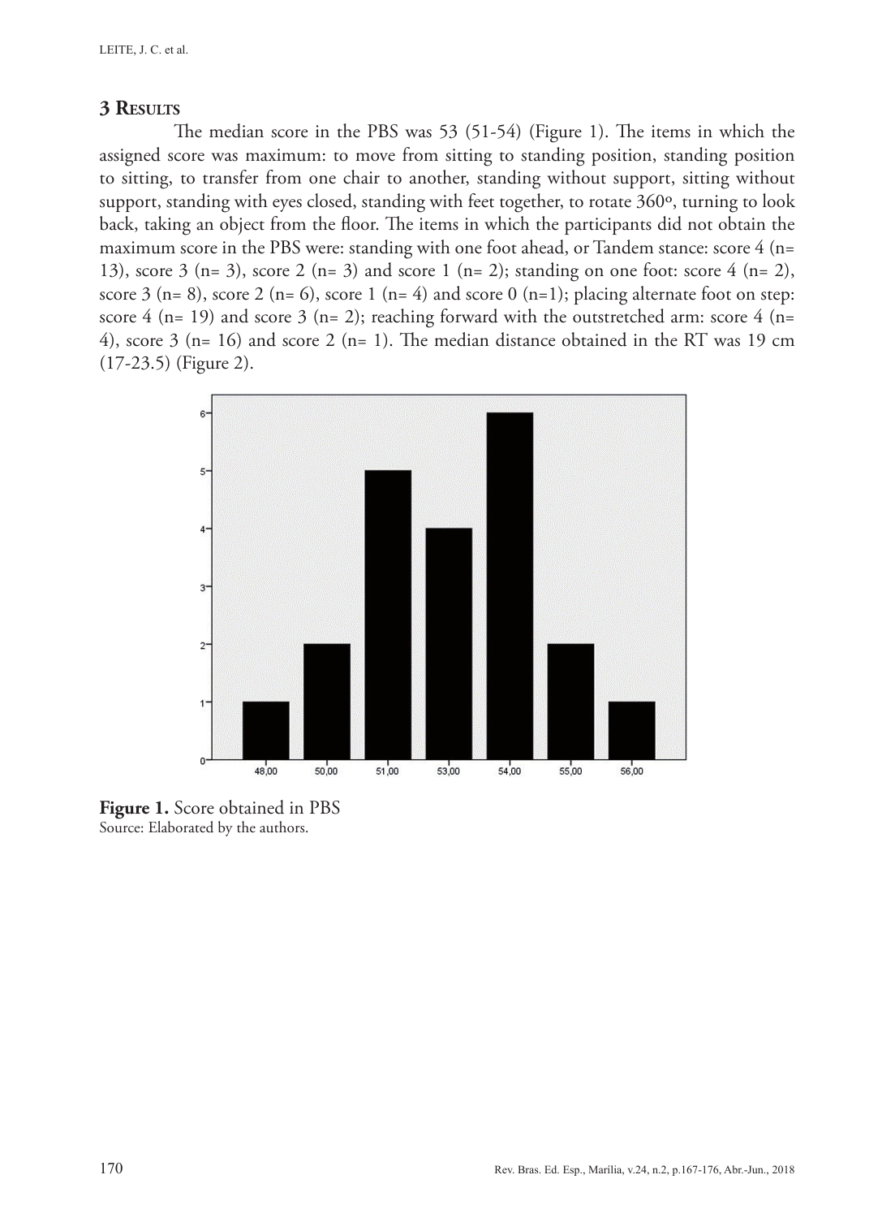## 3 Results

The median score in the PBS was 53 (51-54) (Figure 1). The items in which the assigned score was maximum: to move from sitting to standing position, standing position to sitting, to transfer from one chair to another, standing without support, sitting without support, standing with eyes closed, standing with feet together, to rotate 360º, turning to look back, taking an object from the floor. The items in which the participants did not obtain the maximum score in the PBS were: standing with one foot ahead, or Tandem stance: score 4 (n= 13), score 3 (n= 3), score 2 (n= 3) and score 1 (n= 2); standing on one foot: score 4 (n= 2), score 3 (n= 8), score 2 (n= 6), score 1 (n= 4) and score 0 (n=1); placing alternate foot on step: score 4 (n= 19) and score 3 (n= 2); reaching forward with the outstretched arm: score 4 (n= 4), score 3 (n= 16) and score 2 (n= 1). The median distance obtained in the RT was 19 cm (17-23.5) (Figure 2).

**Figure 1.** Score obtained in PBS
Source: Elaborated by the authors.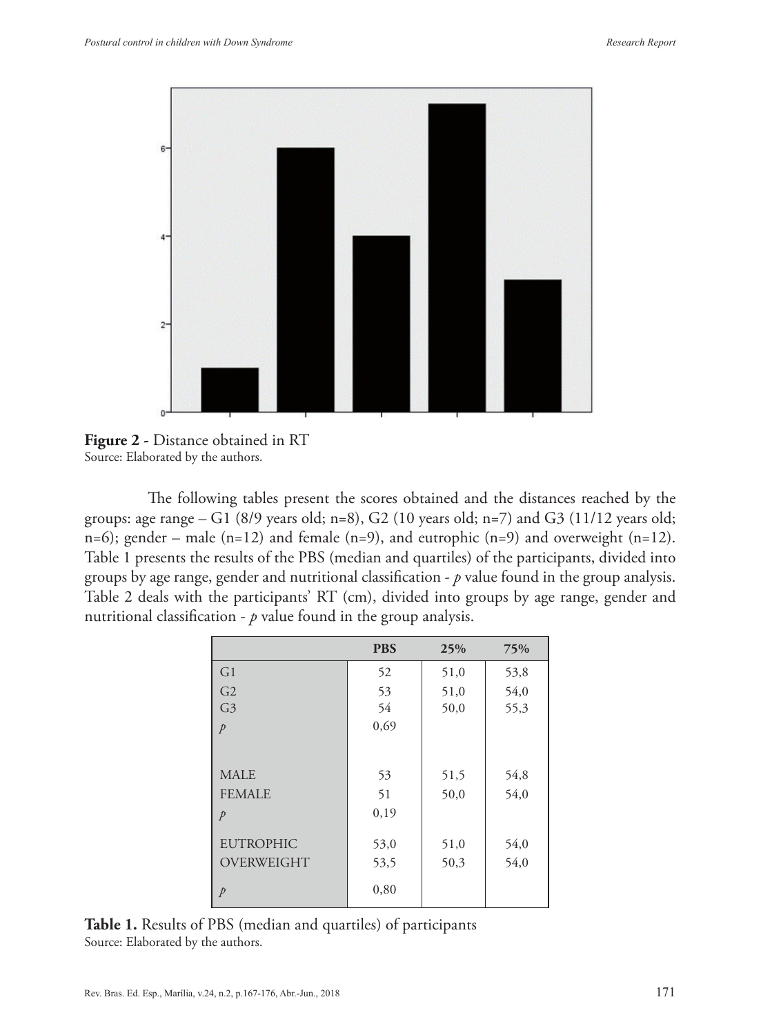**Figure 2 -** Distance obtained in RT
Source: Elaborated by the authors.

The following tables present the scores obtained and the distances reached by the groups: age range – G1 (8/9 years old; n=8), G2 (10 years old; n=7) and G3 (11/12 years old; n=6); gender – male (n=12) and female (n=9), and eutrophic (n=9) and overweight (n=12). Table 1 presents the results of the PBS (median and quartiles) of the participants, divided into groups by age range, gender and nutritional classification - *p* value found in the group analysis. Table 2 deals with the participants' RT (cm), divided into groups by age range, gender and nutritional classification - *p* value found in the group analysis.

| | PBS | 25% | 75% |
|---|---|---|---|
| G1 | 52 | 51,0 | 53,8 |
| G2 | 53 | 51,0 | 54,0 |
| G3 | 54 | 50,0 | 55,3 |
| *p* | 0,69 | | |
| MALE | 53 | 51,5 | 54,8 |
| FEMALE | 51 | 50,0 | 54,0 |
| *p* | 0,19 | | |
| EUTROPHIC | 53,0 | 51,0 | 54,0 |
| OVERWEIGHT | 53,5 | 50,3 | 54,0 |
| *p* | 0,80 | | |

**Table 1.** Results of PBS (median and quartiles) of participants
Source: Elaborated by the authors.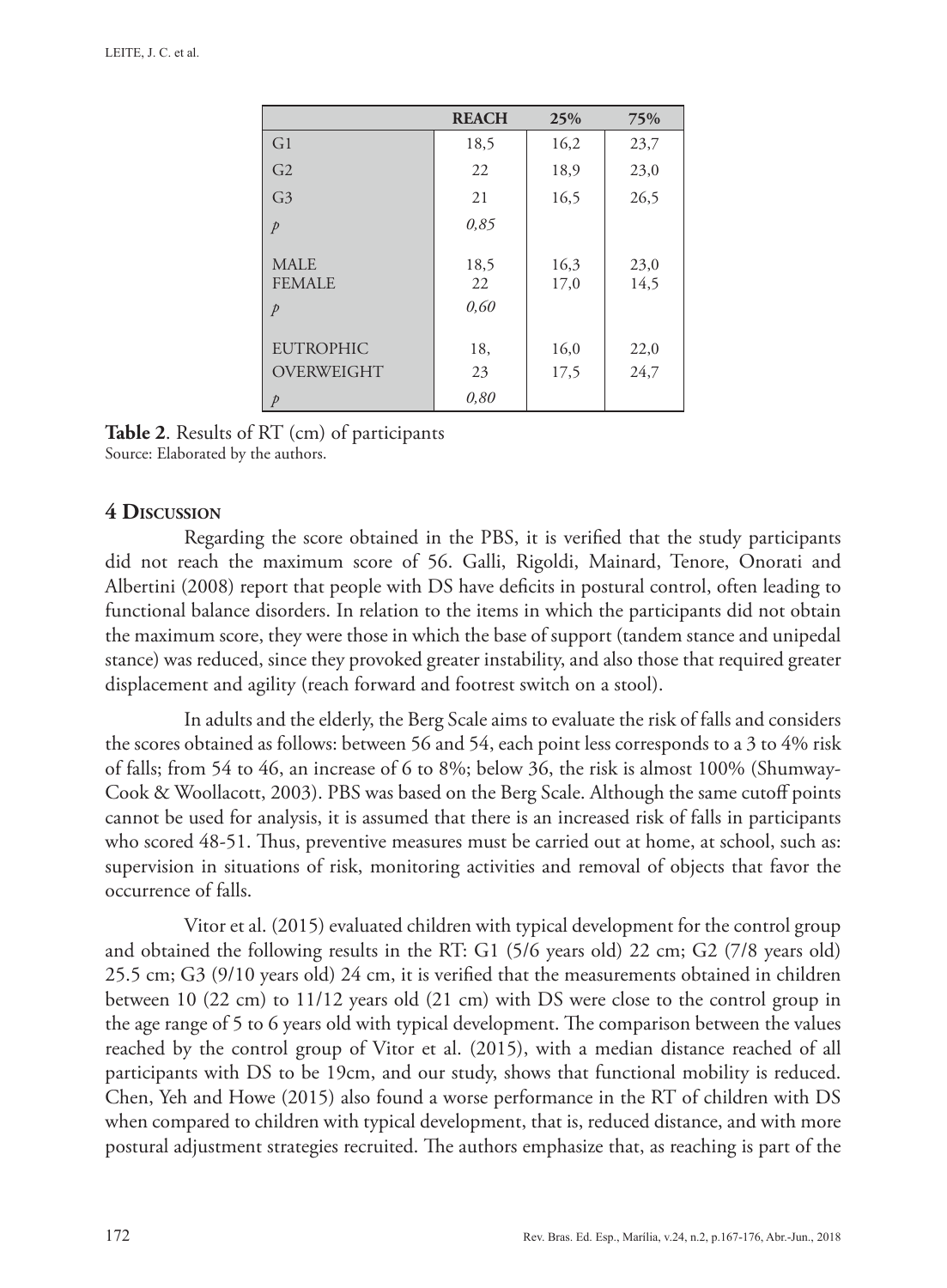| | REACH | 25% | 75% |
|---|---|---|---|
| G1 | 18,5 | 16,2 | 23,7 |
| G2 | 22 | 18,9 | 23,0 |
| G3 | 21 | 16,5 | 26,5 |
| *p* | *0,85* | | |
| MALE | 18,5 | 16,3 | 23,0 |
| FEMALE | 22 | 17,0 | 14,5 |
| *p* | *0,60* | | |
| EUTROPHIC | 18, | 16,0 | 22,0 |
| OVERWEIGHT | 23 | 17,5 | 24,7 |
| *p* | *0,80* | | |

**Table 2**. Results of RT (cm) of participants
Source: Elaborated by the authors.

## 4 Discussion

Regarding the score obtained in the PBS, it is verified that the study participants did not reach the maximum score of 56. Galli, Rigoldi, Mainard, Tenore, Onorati and Albertini (2008) report that people with DS have deficits in postural control, often leading to functional balance disorders. In relation to the items in which the participants did not obtain the maximum score, they were those in which the base of support (tandem stance and unipedal stance) was reduced, since they provoked greater instability, and also those that required greater displacement and agility (reach forward and footrest switch on a stool).

In adults and the elderly, the Berg Scale aims to evaluate the risk of falls and considers the scores obtained as follows: between 56 and 54, each point less corresponds to a 3 to 4% risk of falls; from 54 to 46, an increase of 6 to 8%; below 36, the risk is almost 100% (Shumway-Cook & Woollacott, 2003). PBS was based on the Berg Scale. Although the same cutoff points cannot be used for analysis, it is assumed that there is an increased risk of falls in participants who scored 48-51. Thus, preventive measures must be carried out at home, at school, such as: supervision in situations of risk, monitoring activities and removal of objects that favor the occurrence of falls.

Vitor et al. (2015) evaluated children with typical development for the control group and obtained the following results in the RT: G1 (5/6 years old) 22 cm; G2 (7/8 years old) 25.5 cm; G3 (9/10 years old) 24 cm, it is verified that the measurements obtained in children between 10 (22 cm) to 11/12 years old (21 cm) with DS were close to the control group in the age range of 5 to 6 years old with typical development. The comparison between the values reached by the control group of Vitor et al. (2015), with a median distance reached of all participants with DS to be 19cm, and our study, shows that functional mobility is reduced. Chen, Yeh and Howe (2015) also found a worse performance in the RT of children with DS when compared to children with typical development, that is, reduced distance, and with more postural adjustment strategies recruited. The authors emphasize that, as reaching is part of the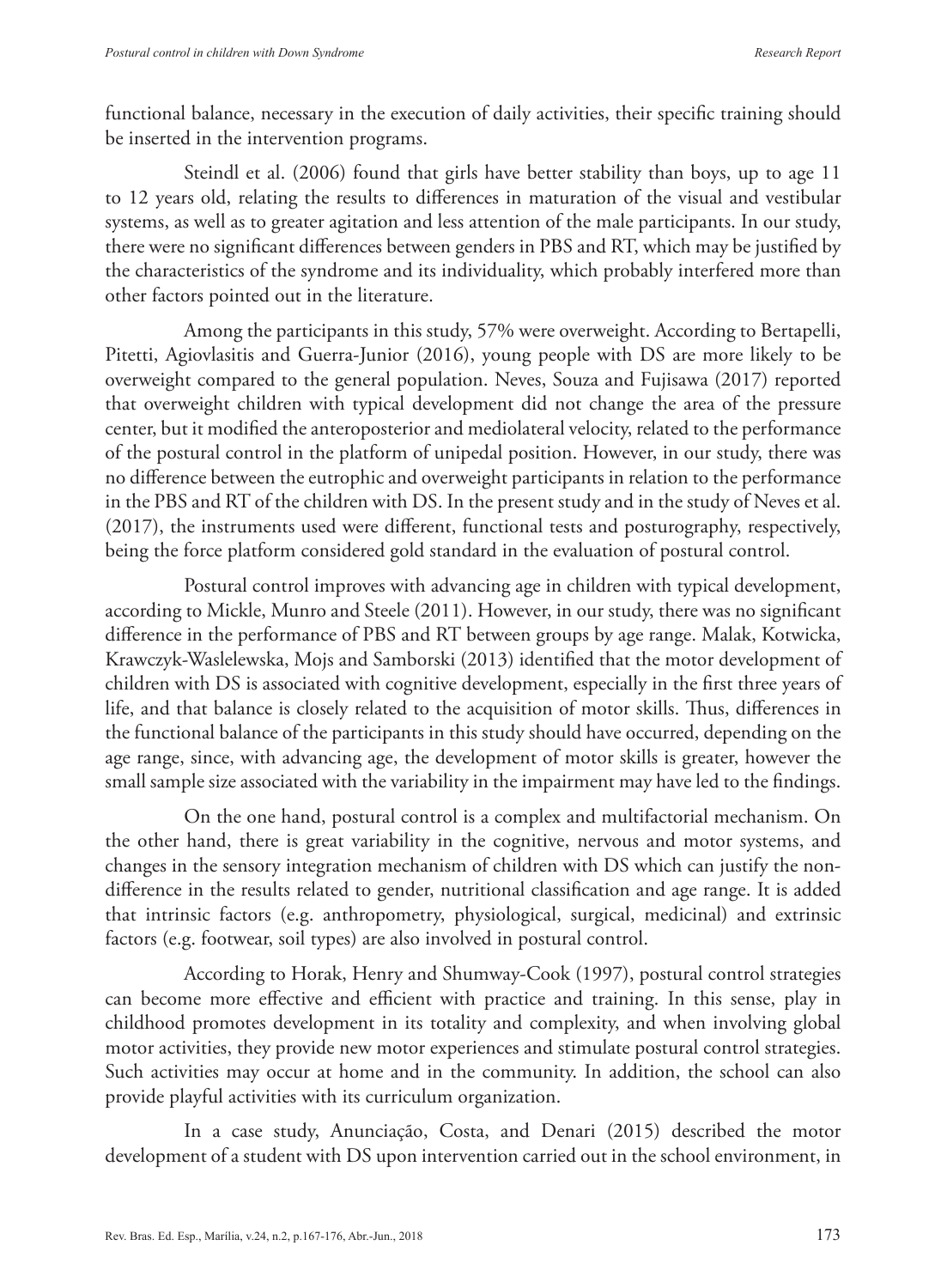functional balance, necessary in the execution of daily activities, their specific training should be inserted in the intervention programs.

Steindl et al. (2006) found that girls have better stability than boys, up to age 11 to 12 years old, relating the results to differences in maturation of the visual and vestibular systems, as well as to greater agitation and less attention of the male participants. In our study, there were no significant differences between genders in PBS and RT, which may be justified by the characteristics of the syndrome and its individuality, which probably interfered more than other factors pointed out in the literature.

Among the participants in this study, 57% were overweight. According to Bertapelli, Pitetti, Agiovlasitis and Guerra-Junior (2016), young people with DS are more likely to be overweight compared to the general population. Neves, Souza and Fujisawa (2017) reported that overweight children with typical development did not change the area of the pressure center, but it modified the anteroposterior and mediolateral velocity, related to the performance of the postural control in the platform of unipedal position. However, in our study, there was no difference between the eutrophic and overweight participants in relation to the performance in the PBS and RT of the children with DS. In the present study and in the study of Neves et al. (2017), the instruments used were different, functional tests and posturography, respectively, being the force platform considered gold standard in the evaluation of postural control.

Postural control improves with advancing age in children with typical development, according to Mickle, Munro and Steele (2011). However, in our study, there was no significant difference in the performance of PBS and RT between groups by age range. Malak, Kotwicka, Krawczyk-Waslelewska, Mojs and Samborski (2013) identified that the motor development of children with DS is associated with cognitive development, especially in the first three years of life, and that balance is closely related to the acquisition of motor skills. Thus, differences in the functional balance of the participants in this study should have occurred, depending on the age range, since, with advancing age, the development of motor skills is greater, however the small sample size associated with the variability in the impairment may have led to the findings.

On the one hand, postural control is a complex and multifactorial mechanism. On the other hand, there is great variability in the cognitive, nervous and motor systems, and changes in the sensory integration mechanism of children with DS which can justify the non-difference in the results related to gender, nutritional classification and age range. It is added that intrinsic factors (e.g. anthropometry, physiological, surgical, medicinal) and extrinsic factors (e.g. footwear, soil types) are also involved in postural control.

According to Horak, Henry and Shumway-Cook (1997), postural control strategies can become more effective and efficient with practice and training. In this sense, play in childhood promotes development in its totality and complexity, and when involving global motor activities, they provide new motor experiences and stimulate postural control strategies. Such activities may occur at home and in the community. In addition, the school can also provide playful activities with its curriculum organization.

In a case study, Anunciação, Costa, and Denari (2015) described the motor development of a student with DS upon intervention carried out in the school environment, in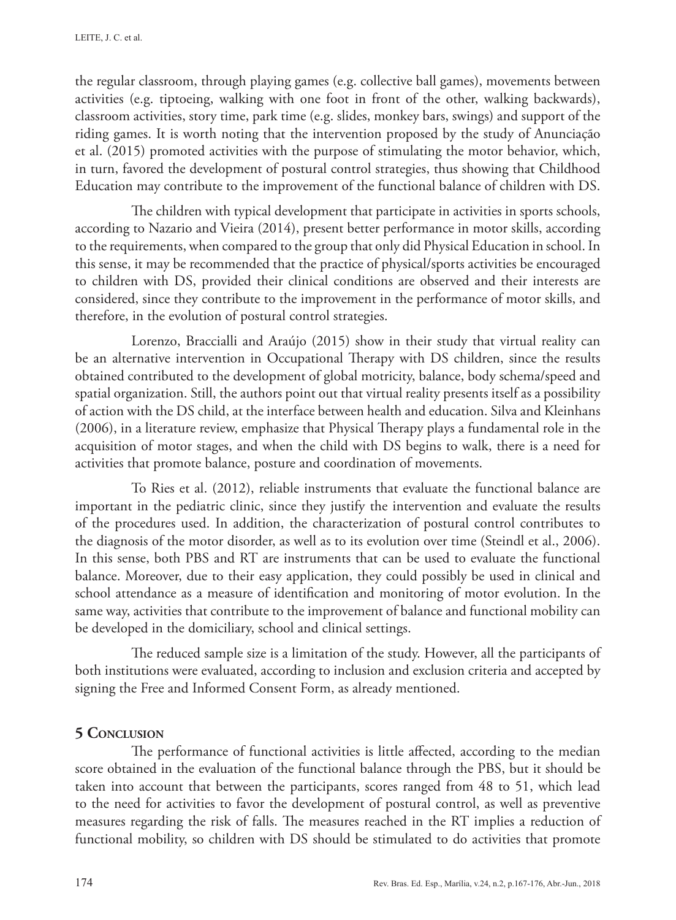the regular classroom, through playing games (e.g. collective ball games), movements between activities (e.g. tiptoeing, walking with one foot in front of the other, walking backwards), classroom activities, story time, park time (e.g. slides, monkey bars, swings) and support of the riding games. It is worth noting that the intervention proposed by the study of Anunciação et al. (2015) promoted activities with the purpose of stimulating the motor behavior, which, in turn, favored the development of postural control strategies, thus showing that Childhood Education may contribute to the improvement of the functional balance of children with DS.

The children with typical development that participate in activities in sports schools, according to Nazario and Vieira (2014), present better performance in motor skills, according to the requirements, when compared to the group that only did Physical Education in school. In this sense, it may be recommended that the practice of physical/sports activities be encouraged to children with DS, provided their clinical conditions are observed and their interests are considered, since they contribute to the improvement in the performance of motor skills, and therefore, in the evolution of postural control strategies.

Lorenzo, Braccialli and Araújo (2015) show in their study that virtual reality can be an alternative intervention in Occupational Therapy with DS children, since the results obtained contributed to the development of global motricity, balance, body schema/speed and spatial organization. Still, the authors point out that virtual reality presents itself as a possibility of action with the DS child, at the interface between health and education. Silva and Kleinhans (2006), in a literature review, emphasize that Physical Therapy plays a fundamental role in the acquisition of motor stages, and when the child with DS begins to walk, there is a need for activities that promote balance, posture and coordination of movements.

To Ries et al. (2012), reliable instruments that evaluate the functional balance are important in the pediatric clinic, since they justify the intervention and evaluate the results of the procedures used. In addition, the characterization of postural control contributes to the diagnosis of the motor disorder, as well as to its evolution over time (Steindl et al., 2006). In this sense, both PBS and RT are instruments that can be used to evaluate the functional balance. Moreover, due to their easy application, they could possibly be used in clinical and school attendance as a measure of identification and monitoring of motor evolution. In the same way, activities that contribute to the improvement of balance and functional mobility can be developed in the domiciliary, school and clinical settings.

The reduced sample size is a limitation of the study. However, all the participants of both institutions were evaluated, according to inclusion and exclusion criteria and accepted by signing the Free and Informed Consent Form, as already mentioned.

## 5 Conclusion

The performance of functional activities is little affected, according to the median score obtained in the evaluation of the functional balance through the PBS, but it should be taken into account that between the participants, scores ranged from 48 to 51, which lead to the need for activities to favor the development of postural control, as well as preventive measures regarding the risk of falls. The measures reached in the RT implies a reduction of functional mobility, so children with DS should be stimulated to do activities that promote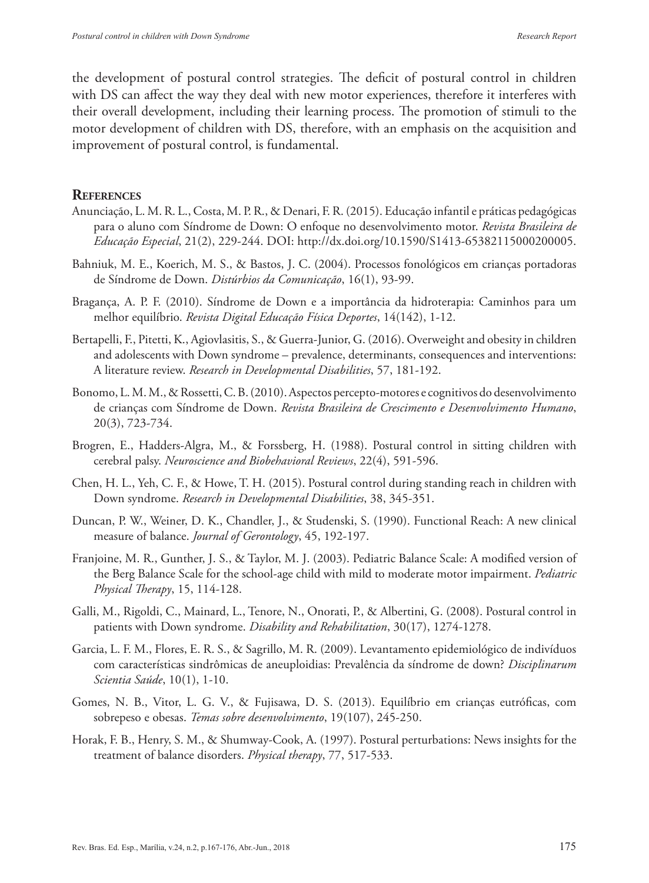the development of postural control strategies. The deficit of postural control in children with DS can affect the way they deal with new motor experiences, therefore it interferes with their overall development, including their learning process. The promotion of stimuli to the motor development of children with DS, therefore, with an emphasis on the acquisition and improvement of postural control, is fundamental.

## References

Anunciação, L. M. R. L., Costa, M. P. R., & Denari, F. R. (2015). Educação infantil e práticas pedagógicas para o aluno com Síndrome de Down: O enfoque no desenvolvimento motor. *Revista Brasileira de Educação Especial*, 21(2), 229-244. DOI: http://dx.doi.org/10.1590/S1413-65382115000200005.

Bahniuk, M. E., Koerich, M. S., & Bastos, J. C. (2004). Processos fonológicos em crianças portadoras de Síndrome de Down. *Distúrbios da Comunicação*, 16(1), 93-99.

Bragança, A. P. F. (2010). Síndrome de Down e a importância da hidroterapia: Caminhos para um melhor equilíbrio. *Revista Digital Educação Física Deportes*, 14(142), 1-12.

Bertapelli, F., Pitetti, K., Agiovlasitis, S., & Guerra-Junior, G. (2016). Overweight and obesity in children and adolescents with Down syndrome – prevalence, determinants, consequences and interventions: A literature review. *Research in Developmental Disabilities*, 57, 181-192.

Bonomo, L. M. M., & Rossetti, C. B. (2010). Aspectos percepto-motores e cognitivos do desenvolvimento de crianças com Síndrome de Down. *Revista Brasileira de Crescimento e Desenvolvimento Humano*, 20(3), 723-734.

Brogren, E., Hadders-Algra, M., & Forssberg, H. (1988). Postural control in sitting children with cerebral palsy. *Neuroscience and Biobehavioral Reviews*, 22(4), 591-596.

Chen, H. L., Yeh, C. F., & Howe, T. H. (2015). Postural control during standing reach in children with Down syndrome. *Research in Developmental Disabilities*, 38, 345-351.

Duncan, P. W., Weiner, D. K., Chandler, J., & Studenski, S. (1990). Functional Reach: A new clinical measure of balance. *Journal of Gerontology*, 45, 192-197.

Franjoine, M. R., Gunther, J. S., & Taylor, M. J. (2003). Pediatric Balance Scale: A modified version of the Berg Balance Scale for the school-age child with mild to moderate motor impairment. *Pediatric Physical Therapy*, 15, 114-128.

Galli, M., Rigoldi, C., Mainard, L., Tenore, N., Onorati, P., & Albertini, G. (2008). Postural control in patients with Down syndrome. *Disability and Rehabilitation*, 30(17), 1274-1278.

Garcia, L. F. M., Flores, E. R. S., & Sagrillo, M. R. (2009). Levantamento epidemiológico de indivíduos com características sindrômicas de aneuploidias: Prevalência da síndrome de down? *Disciplinarum Scientia Saúde*, 10(1), 1-10.

Gomes, N. B., Vitor, L. G. V., & Fujisawa, D. S. (2013). Equilíbrio em crianças eutróficas, com sobrepeso e obesas. *Temas sobre desenvolvimento*, 19(107), 245-250.

Horak, F. B., Henry, S. M., & Shumway-Cook, A. (1997). Postural perturbations: News insights for the treatment of balance disorders. *Physical therapy*, 77, 517-533.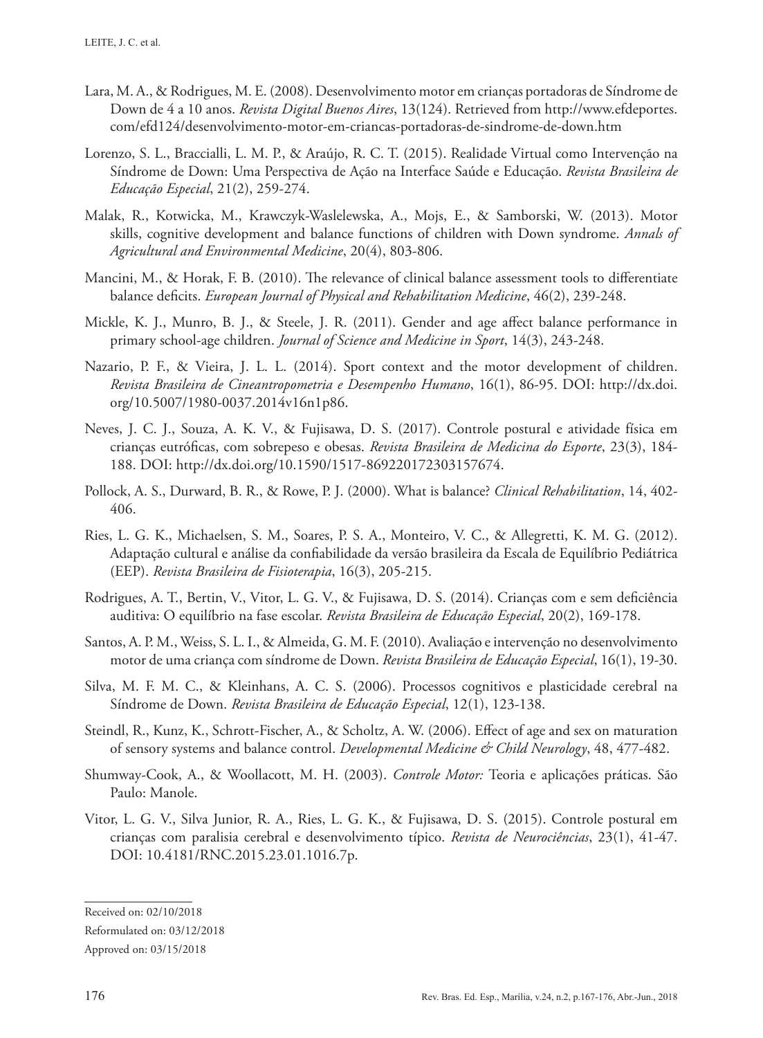Lara, M. A., & Rodrigues, M. E. (2008). Desenvolvimento motor em crianças portadoras de Síndrome de Down de 4 a 10 anos. *Revista Digital Buenos Aires*, 13(124). Retrieved from http://www.efdeportes.com/efd124/desenvolvimento-motor-em-criancas-portadoras-de-sindrome-de-down.htm

Lorenzo, S. L., Braccialli, L. M. P., & Araújo, R. C. T. (2015). Realidade Virtual como Intervenção na Síndrome de Down: Uma Perspectiva de Ação na Interface Saúde e Educação. *Revista Brasileira de Educação Especial*, 21(2), 259-274.

Malak, R., Kotwicka, M., Krawczyk-Waslelewska, A., Mojs, E., & Samborski, W. (2013). Motor skills, cognitive development and balance functions of children with Down syndrome. *Annals of Agricultural and Environmental Medicine*, 20(4), 803-806.

Mancini, M., & Horak, F. B. (2010). The relevance of clinical balance assessment tools to differentiate balance deficits. *European Journal of Physical and Rehabilitation Medicine*, 46(2), 239-248.

Mickle, K. J., Munro, B. J., & Steele, J. R. (2011). Gender and age affect balance performance in primary school-age children. *Journal of Science and Medicine in Sport*, 14(3), 243-248.

Nazario, P. F., & Vieira, J. L. L. (2014). Sport context and the motor development of children. *Revista Brasileira de Cineantropometria e Desempenho Humano*, 16(1), 86-95. DOI: http://dx.doi.org/10.5007/1980-0037.2014v16n1p86.

Neves, J. C. J., Souza, A. K. V., & Fujisawa, D. S. (2017). Controle postural e atividade física em crianças eutróficas, com sobrepeso e obesas. *Revista Brasileira de Medicina do Esporte*, 23(3), 184-188. DOI: http://dx.doi.org/10.1590/1517-869220172303157674.

Pollock, A. S., Durward, B. R., & Rowe, P. J. (2000). What is balance? *Clinical Rehabilitation*, 14, 402-406.

Ries, L. G. K., Michaelsen, S. M., Soares, P. S. A., Monteiro, V. C., & Allegretti, K. M. G. (2012). Adaptação cultural e análise da confiabilidade da versão brasileira da Escala de Equilíbrio Pediátrica (EEP). *Revista Brasileira de Fisioterapia*, 16(3), 205-215.

Rodrigues, A. T., Bertin, V., Vitor, L. G. V., & Fujisawa, D. S. (2014). Crianças com e sem deficiência auditiva: O equilíbrio na fase escolar. *Revista Brasileira de Educação Especial*, 20(2), 169-178.

Santos, A. P. M., Weiss, S. L. I., & Almeida, G. M. F. (2010). Avaliação e intervenção no desenvolvimento motor de uma criança com síndrome de Down. *Revista Brasileira de Educação Especial*, 16(1), 19-30.

Silva, M. F. M. C., & Kleinhans, A. C. S. (2006). Processos cognitivos e plasticidade cerebral na Síndrome de Down. *Revista Brasileira de Educação Especial*, 12(1), 123-138.

Steindl, R., Kunz, K., Schrott-Fischer, A., & Scholtz, A. W. (2006). Effect of age and sex on maturation of sensory systems and balance control. *Developmental Medicine & Child Neurology*, 48, 477-482.

Shumway-Cook, A., & Woollacott, M. H. (2003). *Controle Motor:* Teoria e aplicações práticas. São Paulo: Manole.

Vitor, L. G. V., Silva Junior, R. A., Ries, L. G. K., & Fujisawa, D. S. (2015). Controle postural em crianças com paralisia cerebral e desenvolvimento típico. *Revista de Neurociências*, 23(1), 41-47. DOI: 10.4181/RNC.2015.23.01.1016.7p.

---

Received on: 02/10/2018

Reformulated on: 03/12/2018

Approved on: 03/15/2018